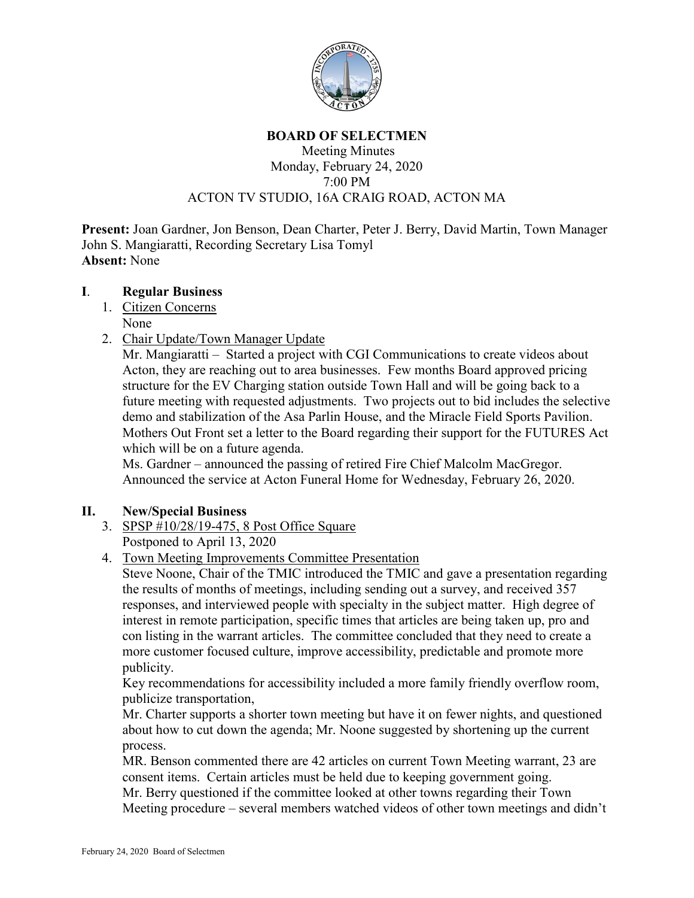# BOARD OF SELECTMEN

Meeting Minutes
Monday, February 24, 2020
7:00 PM
ACTON TV STUDIO, 16A CRAIG ROAD, ACTON MA

**Present:** Joan Gardner, Jon Benson, Dean Charter, Peter J. Berry, David Martin, Town Manager John S. Mangiaratti, Recording Secretary Lisa Tomyl
**Absent:** None

## I. Regular Business

1. Citizen Concerns
   None
2. Chair Update/Town Manager Update
   Mr. Mangiaratti – Started a project with CGI Communications to create videos about Acton, they are reaching out to area businesses. Few months Board approved pricing structure for the EV Charging station outside Town Hall and will be going back to a future meeting with requested adjustments. Two projects out to bid includes the selective demo and stabilization of the Asa Parlin House, and the Miracle Field Sports Pavilion. Mothers Out Front set a letter to the Board regarding their support for the FUTURES Act which will be on a future agenda.
   Ms. Gardner – announced the passing of retired Fire Chief Malcolm MacGregor. Announced the service at Acton Funeral Home for Wednesday, February 26, 2020.

## II. New/Special Business

3. SPSP #10/28/19-475, 8 Post Office Square
   Postponed to April 13, 2020
4. Town Meeting Improvements Committee Presentation
   Steve Noone, Chair of the TMIC introduced the TMIC and gave a presentation regarding the results of months of meetings, including sending out a survey, and received 357 responses, and interviewed people with specialty in the subject matter. High degree of interest in remote participation, specific times that articles are being taken up, pro and con listing in the warrant articles. The committee concluded that they need to create a more customer focused culture, improve accessibility, predictable and promote more publicity.
   Key recommendations for accessibility included a more family friendly overflow room, publicize transportation,
   Mr. Charter supports a shorter town meeting but have it on fewer nights, and questioned about how to cut down the agenda; Mr. Noone suggested by shortening up the current process.
   MR. Benson commented there are 42 articles on current Town Meeting warrant, 23 are consent items. Certain articles must be held due to keeping government going.
   Mr. Berry questioned if the committee looked at other towns regarding their Town Meeting procedure – several members watched videos of other town meetings and didn't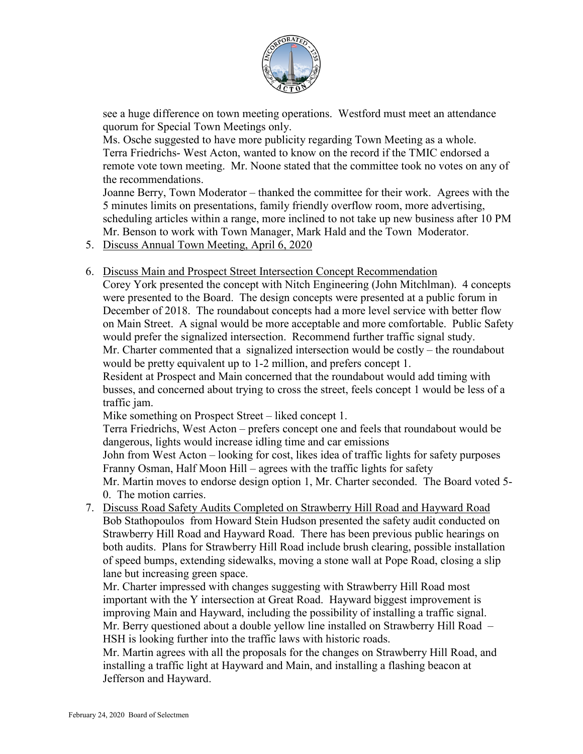see a huge difference on town meeting operations. Westford must meet an attendance quorum for Special Town Meetings only.

Ms. Osche suggested to have more publicity regarding Town Meeting as a whole.

Terra Friedrichs- West Acton, wanted to know on the record if the TMIC endorsed a remote vote town meeting. Mr. Noone stated that the committee took no votes on any of the recommendations.

Joanne Berry, Town Moderator – thanked the committee for their work. Agrees with the 5 minutes limits on presentations, family friendly overflow room, more advertising, scheduling articles within a range, more inclined to not take up new business after 10 PM Mr. Benson to work with Town Manager, Mark Hald and the Town Moderator.

5. Discuss Annual Town Meeting, April 6, 2020

6. Discuss Main and Prospect Street Intersection Concept Recommendation

   Corey York presented the concept with Nitch Engineering (John Mitchlman). 4 concepts were presented to the Board. The design concepts were presented at a public forum in December of 2018. The roundabout concepts had a more level service with better flow on Main Street. A signal would be more acceptable and more comfortable. Public Safety would prefer the signalized intersection. Recommend further traffic signal study.

   Mr. Charter commented that a signalized intersection would be costly – the roundabout would be pretty equivalent up to 1-2 million, and prefers concept 1.

   Resident at Prospect and Main concerned that the roundabout would add timing with busses, and concerned about trying to cross the street, feels concept 1 would be less of a traffic jam.

   Mike something on Prospect Street – liked concept 1.

   Terra Friedrichs, West Acton – prefers concept one and feels that roundabout would be dangerous, lights would increase idling time and car emissions

   John from West Acton – looking for cost, likes idea of traffic lights for safety purposes

   Franny Osman, Half Moon Hill – agrees with the traffic lights for safety

   Mr. Martin moves to endorse design option 1, Mr. Charter seconded. The Board voted 5-0. The motion carries.

7. Discuss Road Safety Audits Completed on Strawberry Hill Road and Hayward Road

   Bob Stathopoulos from Howard Stein Hudson presented the safety audit conducted on Strawberry Hill Road and Hayward Road. There has been previous public hearings on both audits. Plans for Strawberry Hill Road include brush clearing, possible installation of speed bumps, extending sidewalks, moving a stone wall at Pope Road, closing a slip lane but increasing green space.

   Mr. Charter impressed with changes suggesting with Strawberry Hill Road most important with the Y intersection at Great Road. Hayward biggest improvement is improving Main and Hayward, including the possibility of installing a traffic signal.

   Mr. Berry questioned about a double yellow line installed on Strawberry Hill Road – HSH is looking further into the traffic laws with historic roads.

   Mr. Martin agrees with all the proposals for the changes on Strawberry Hill Road, and installing a traffic light at Hayward and Main, and installing a flashing beacon at Jefferson and Hayward.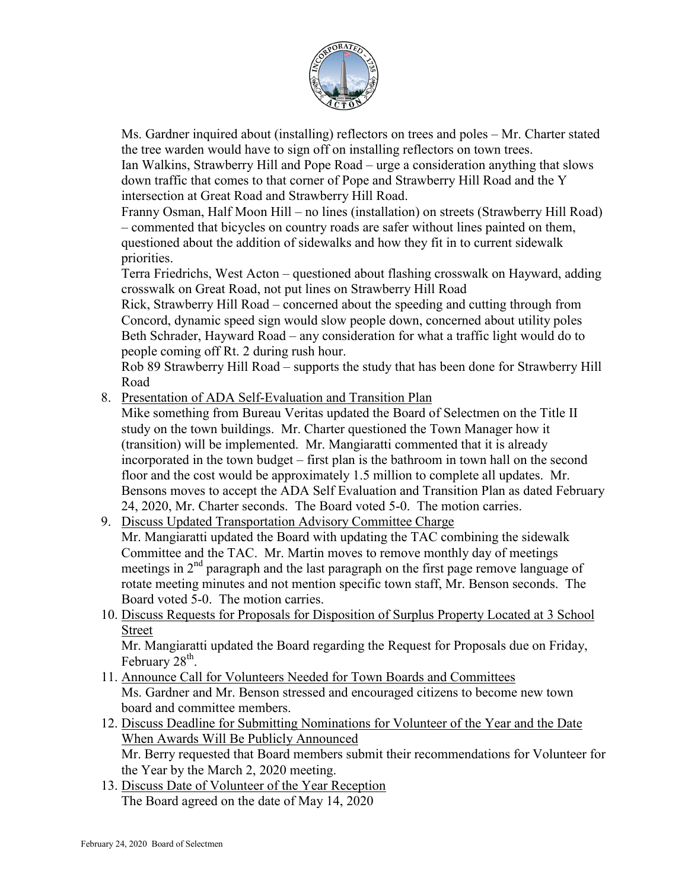Ms. Gardner inquired about (installing) reflectors on trees and poles – Mr. Charter stated the tree warden would have to sign off on installing reflectors on town trees.
Ian Walkins, Strawberry Hill and Pope Road – urge a consideration anything that slows down traffic that comes to that corner of Pope and Strawberry Hill Road and the Y intersection at Great Road and Strawberry Hill Road.
Franny Osman, Half Moon Hill – no lines (installation) on streets (Strawberry Hill Road) – commented that bicycles on country roads are safer without lines painted on them, questioned about the addition of sidewalks and how they fit in to current sidewalk priorities.
Terra Friedrichs, West Acton – questioned about flashing crosswalk on Hayward, adding crosswalk on Great Road, not put lines on Strawberry Hill Road
Rick, Strawberry Hill Road – concerned about the speeding and cutting through from Concord, dynamic speed sign would slow people down, concerned about utility poles
Beth Schrader, Hayward Road – any consideration for what a traffic light would do to people coming off Rt. 2 during rush hour.
Rob 89 Strawberry Hill Road – supports the study that has been done for Strawberry Hill Road

8. Presentation of ADA Self-Evaluation and Transition Plan
Mike something from Bureau Veritas updated the Board of Selectmen on the Title II study on the town buildings. Mr. Charter questioned the Town Manager how it (transition) will be implemented. Mr. Mangiaratti commented that it is already incorporated in the town budget – first plan is the bathroom in town hall on the second floor and the cost would be approximately 1.5 million to complete all updates. Mr. Bensons moves to accept the ADA Self Evaluation and Transition Plan as dated February 24, 2020, Mr. Charter seconds. The Board voted 5-0. The motion carries.

9. Discuss Updated Transportation Advisory Committee Charge
Mr. Mangiaratti updated the Board with updating the TAC combining the sidewalk Committee and the TAC. Mr. Martin moves to remove monthly day of meetings meetings in 2nd paragraph and the last paragraph on the first page remove language of rotate meeting minutes and not mention specific town staff, Mr. Benson seconds. The Board voted 5-0. The motion carries.

10. Discuss Requests for Proposals for Disposition of Surplus Property Located at 3 School Street
Mr. Mangiaratti updated the Board regarding the Request for Proposals due on Friday, February 28th.

11. Announce Call for Volunteers Needed for Town Boards and Committees
Ms. Gardner and Mr. Benson stressed and encouraged citizens to become new town board and committee members.

12. Discuss Deadline for Submitting Nominations for Volunteer of the Year and the Date When Awards Will Be Publicly Announced
Mr. Berry requested that Board members submit their recommendations for Volunteer for the Year by the March 2, 2020 meeting.

13. Discuss Date of Volunteer of the Year Reception
The Board agreed on the date of May 14, 2020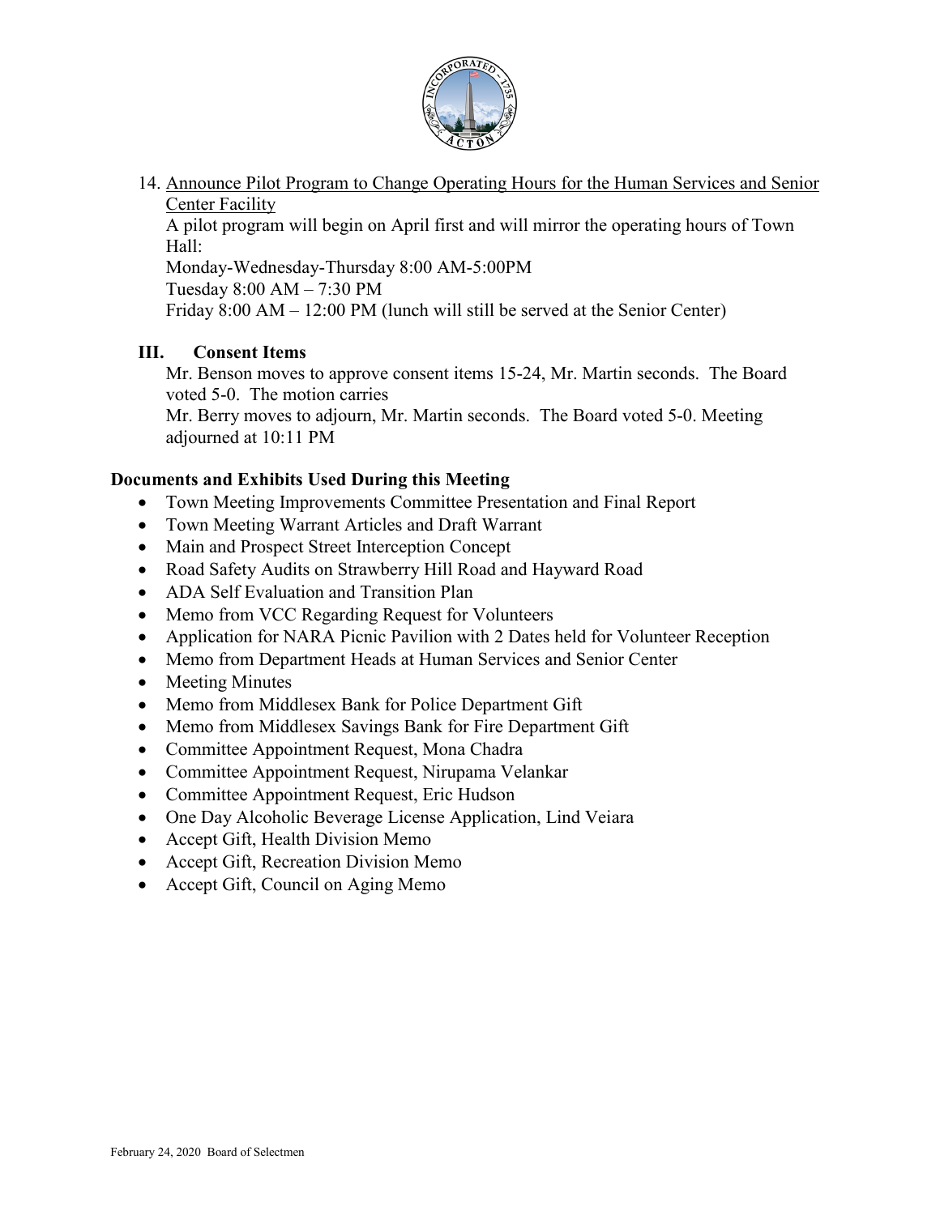14. Announce Pilot Program to Change Operating Hours for the Human Services and Senior Center Facility
    A pilot program will begin on April first and will mirror the operating hours of Town Hall:
    Monday-Wednesday-Thursday 8:00 AM-5:00PM
    Tuesday 8:00 AM – 7:30 PM
    Friday 8:00 AM – 12:00 PM (lunch will still be served at the Senior Center)

## III. Consent Items

Mr. Benson moves to approve consent items 15-24, Mr. Martin seconds. The Board voted 5-0. The motion carries

Mr. Berry moves to adjourn, Mr. Martin seconds. The Board voted 5-0. Meeting adjourned at 10:11 PM

### Documents and Exhibits Used During this Meeting

- Town Meeting Improvements Committee Presentation and Final Report
- Town Meeting Warrant Articles and Draft Warrant
- Main and Prospect Street Interception Concept
- Road Safety Audits on Strawberry Hill Road and Hayward Road
- ADA Self Evaluation and Transition Plan
- Memo from VCC Regarding Request for Volunteers
- Application for NARA Picnic Pavilion with 2 Dates held for Volunteer Reception
- Memo from Department Heads at Human Services and Senior Center
- Meeting Minutes
- Memo from Middlesex Bank for Police Department Gift
- Memo from Middlesex Savings Bank for Fire Department Gift
- Committee Appointment Request, Mona Chadra
- Committee Appointment Request, Nirupama Velankar
- Committee Appointment Request, Eric Hudson
- One Day Alcoholic Beverage License Application, Lind Veiara
- Accept Gift, Health Division Memo
- Accept Gift, Recreation Division Memo
- Accept Gift, Council on Aging Memo